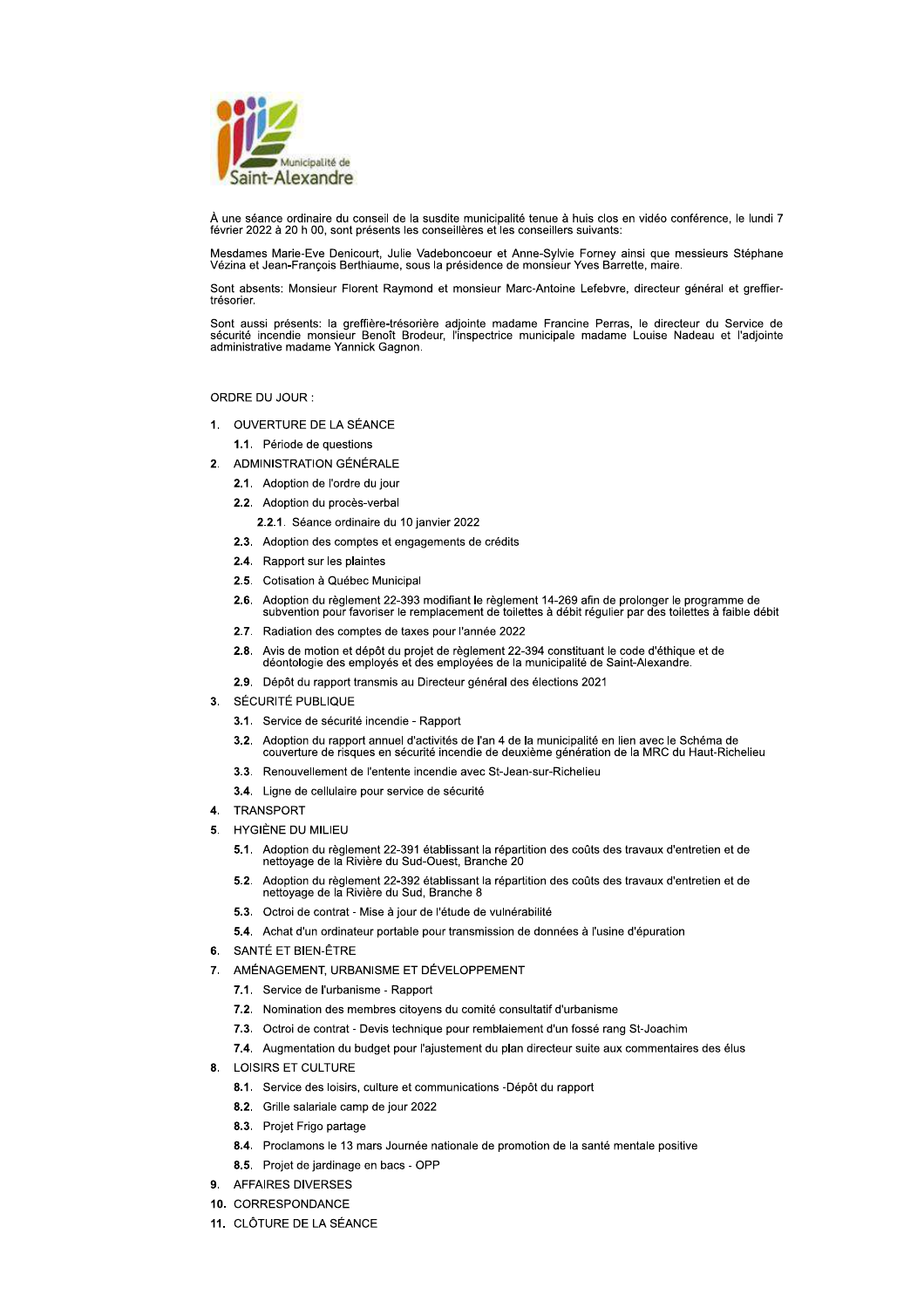Municipalité de Saint-Alexandre

À une séance ordinaire du conseil de la susdite municipalité tenue à huis clos en vidéo conférence, le lundi 7 février 2022 à 20 h 00, sont présents les conseillères et les conseillers suivants:

Mesdames Marie-Eve Denicourt, Julie Vadeboncoeur et Anne-Sylvie Forney ainsi que messieurs Stéphane Vézina et Jean-François Berthiaume, sous la présidence de monsieur Yves Barrette, maire.

Sont absents: Monsieur Florent Raymond et monsieur Marc-Antoine Lefebvre, directeur général et greffier-trésorier.

Sont aussi présents: la greffière-trésorière adjointe madame Francine Perras, le directeur du Service de sécurité incendie monsieur Benoît Brodeur, l'inspectrice municipale madame Louise Nadeau et l'adjointe administrative madame Yannick Gagnon.

ORDRE DU JOUR :

1. OUVERTURE DE LA SÉANCE
   - **1.1.** Période de questions
2. ADMINISTRATION GÉNÉRALE
   - **2.1.** Adoption de l'ordre du jour
   - **2.2.** Adoption du procès-verbal
     - **2.2.1.** Séance ordinaire du 10 janvier 2022
   - **2.3.** Adoption des comptes et engagements de crédits
   - **2.4.** Rapport sur les plaintes
   - **2.5.** Cotisation à Québec Municipal
   - **2.6.** Adoption du règlement 22-393 modifiant le règlement 14-269 afin de prolonger le programme de subvention pour favoriser le remplacement de toilettes à débit régulier par des toilettes à faible débit
   - **2.7.** Radiation des comptes de taxes pour l'année 2022
   - **2.8.** Avis de motion et dépôt du projet de règlement 22-394 constituant le code d'éthique et de déontologie des employés et des employées de la municipalité de Saint-Alexandre.
   - **2.9.** Dépôt du rapport transmis au Directeur général des élections 2021
3. SÉCURITÉ PUBLIQUE
   - **3.1.** Service de sécurité incendie - Rapport
   - **3.2.** Adoption du rapport annuel d'activités de l'an 4 de la municipalité en lien avec le Schéma de couverture de risques en sécurité incendie de deuxième génération de la MRC du Haut-Richelieu
   - **3.3.** Renouvellement de l'entente incendie avec St-Jean-sur-Richelieu
   - **3.4.** Ligne de cellulaire pour service de sécurité
4. TRANSPORT
5. HYGIÈNE DU MILIEU
   - **5.1.** Adoption du règlement 22-391 établissant la répartition des coûts des travaux d'entretien et de nettoyage de la Rivière du Sud-Ouest, Branche 20
   - **5.2.** Adoption du règlement 22-392 établissant la répartition des coûts des travaux d'entretien et de nettoyage de la Rivière du Sud, Branche 8
   - **5.3.** Octroi de contrat - Mise à jour de l'étude de vulnérabilité
   - **5.4.** Achat d'un ordinateur portable pour transmission de données à l'usine d'épuration
6. SANTÉ ET BIEN-ÊTRE
7. AMÉNAGEMENT, URBANISME ET DÉVELOPPEMENT
   - **7.1.** Service de l'urbanisme - Rapport
   - **7.2.** Nomination des membres citoyens du comité consultatif d'urbanisme
   - **7.3.** Octroi de contrat - Devis technique pour remblaiement d'un fossé rang St-Joachim
   - **7.4.** Augmentation du budget pour l'ajustement du plan directeur suite aux commentaires des élus
8. LOISIRS ET CULTURE
   - **8.1.** Service des loisirs, culture et communications -Dépôt du rapport
   - **8.2.** Grille salariale camp de jour 2022
   - **8.3.** Projet Frigo partage
   - **8.4.** Proclamons le 13 mars Journée nationale de promotion de la santé mentale positive
   - **8.5.** Projet de jardinage en bacs - OPP
9. AFFAIRES DIVERSES
10. CORRESPONDANCE
11. CLÔTURE DE LA SÉANCE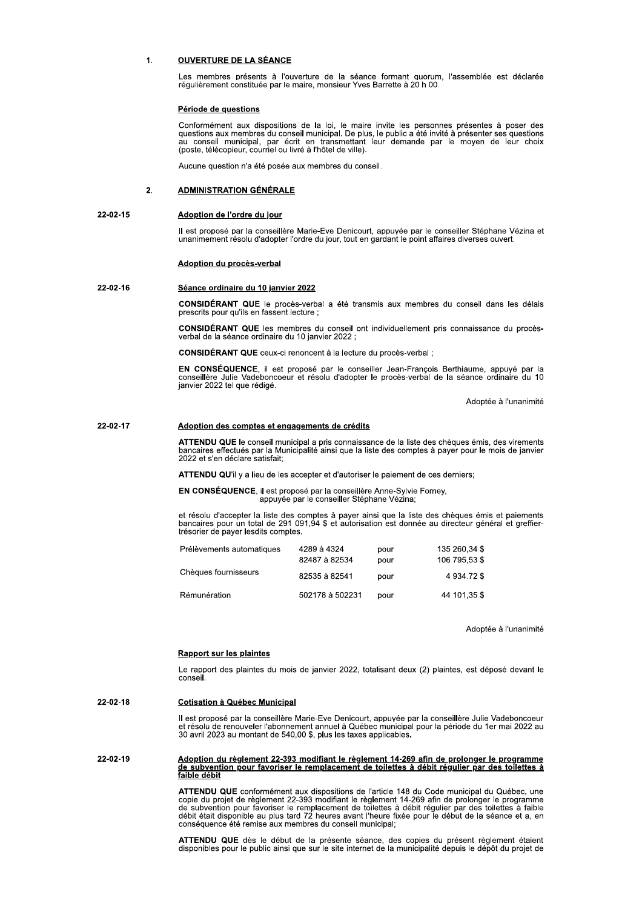## 1. OUVERTURE DE LA SÉANCE

Les membres présents à l'ouverture de la séance formant quorum, l'assemblée est déclarée régulièrement constituée par le maire, monsieur Yves Barrette à 20 h 00.

### Période de questions

Conformément aux dispositions de la loi, le maire invite les personnes présentes à poser des questions aux membres du conseil municipal. De plus, le public a été invité à présenter ses questions au conseil municipal, par écrit en transmettant leur demande par le moyen de leur choix (poste, télécopieur, courriel ou livré à l'hôtel de ville).

Aucune question n'a été posée aux membres du conseil.

## 2. ADMINISTRATION GÉNÉRALE

**22-02-15**

### Adoption de l'ordre du jour

Il est proposé par la conseillère Marie-Eve Denicourt, appuyée par le conseiller Stéphane Vézina et unanimement résolu d'adopter l'ordre du jour, tout en gardant le point affaires diverses ouvert.

### Adoption du procès-verbal

**22-02-16**

### Séance ordinaire du 10 janvier 2022

**CONSIDÉRANT QUE** le procès-verbal a été transmis aux membres du conseil dans les délais prescrits pour qu'ils en fassent lecture ;

**CONSIDÉRANT QUE** les membres du conseil ont individuellement pris connaissance du procès-verbal de la séance ordinaire du 10 janvier 2022 ;

**CONSIDÉRANT QUE** ceux-ci renoncent à la lecture du procès-verbal ;

**EN CONSÉQUENCE**, il est proposé par le conseiller Jean-François Berthiaume, appuyé par la conseillère Julie Vadeboncoeur et résolu d'adopter le procès-verbal de la séance ordinaire du 10 janvier 2022 tel que rédigé.

Adoptée à l'unanimité

**22-02-17**

### Adoption des comptes et engagements de crédits

**ATTENDU QUE** le conseil municipal a pris connaissance de la liste des chèques émis, des virements bancaires effectués par la Municipalité ainsi que la liste des comptes à payer pour le mois de janvier 2022 et s'en déclare satisfait;

**ATTENDU QU**'il y a lieu de les accepter et d'autoriser le paiement de ces derniers;

**EN CONSÉQUENCE**, il est proposé par la conseillère Anne-Sylvie Forney, appuyée par le conseiller Stéphane Vézina;

et résolu d'accepter la liste des comptes à payer ainsi que la liste des chèques émis et paiements bancaires pour un total de 291 091,94 $ et autorisation est donnée au directeur général et greffier-trésorier de payer lesdits comptes.

| | | | |
|---|---|---|---|
| Prélèvements automatiques | 4289 à 4324 | pour | 135 260,34 $ |
| | 82487 à 82534 | pour | 106 795,53 $ |
| Chèques fournisseurs | 82535 à 82541 | pour | 4 934.72 $ |
| Rémunération | 502178 à 502231 | pour | 44 101,35 $ |

Adoptée à l'unanimité

### Rapport sur les plaintes

Le rapport des plaintes du mois de janvier 2022, totalisant deux (2) plaintes, est déposé devant le conseil.

**22-02-18**

### Cotisation à Québec Municipal

Il est proposé par la conseillère Marie-Eve Denicourt, appuyée par la conseillère Julie Vadeboncoeur et résolu de renouveler l'abonnement annuel à Québec municipal pour la période du 1er mai 2022 au 30 avril 2023 au montant de 540,00 $, plus les taxes applicables.

**22-02-19**

### Adoption du règlement 22-393 modifiant le règlement 14-269 afin de prolonger le programme de subvention pour favoriser le remplacement de toilettes à débit régulier par des toilettes à faible débit

**ATTENDU QUE** conformément aux dispositions de l'article 148 du Code municipal du Québec, une copie du projet de règlement 22-393 modifiant le règlement 14-269 afin de prolonger le programme de subvention pour favoriser le remplacement de toilettes à débit régulier par des toilettes à faible débit était disponible au plus tard 72 heures avant l'heure fixée pour le début de la séance et a, en conséquence été remise aux membres du conseil municipal;

**ATTENDU QUE** dès le début de la présente séance, des copies du présent règlement étaient disponibles pour le public ainsi que sur le site internet de la municipalité depuis le dépôt du projet de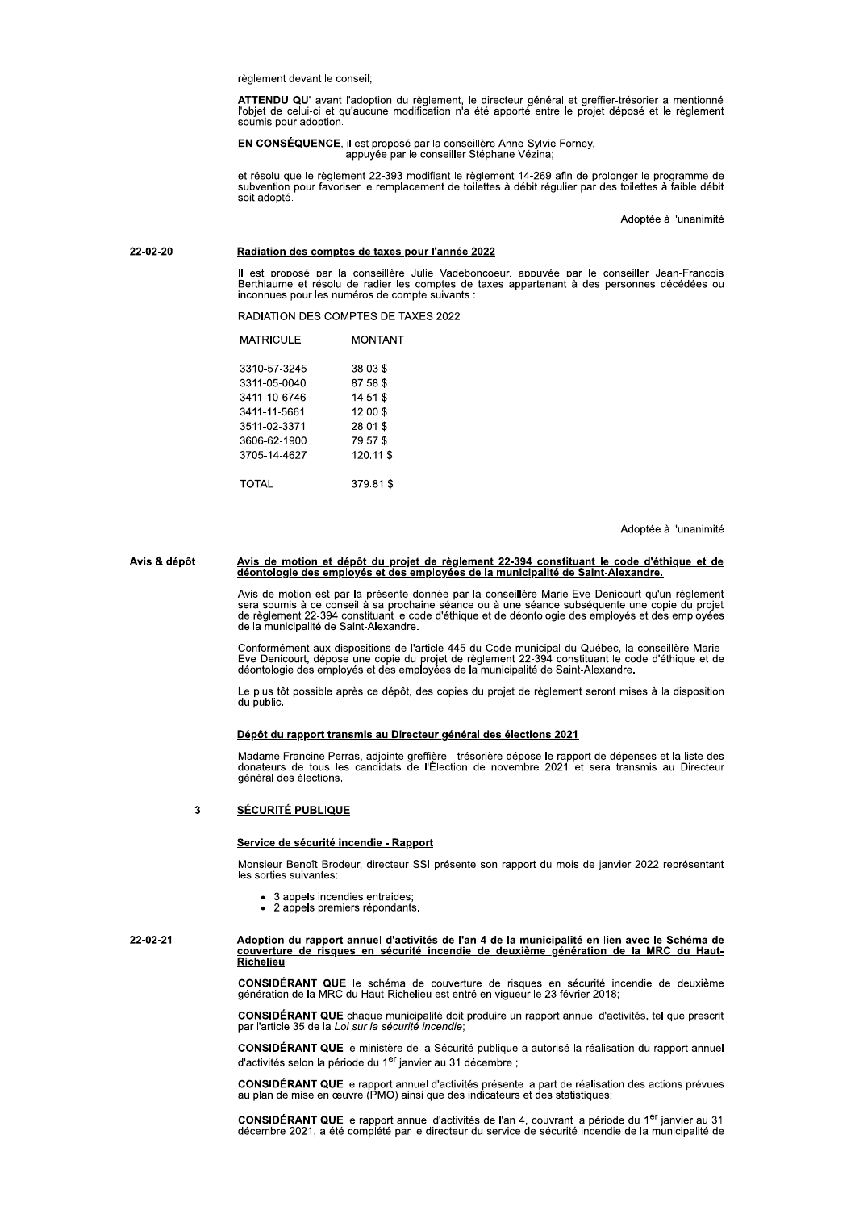règlement devant le conseil;

**ATTENDU QU'** avant l'adoption du règlement, le directeur général et greffier-trésorier a mentionné l'objet de celui-ci et qu'aucune modification n'a été apporté entre le projet déposé et le règlement soumis pour adoption.

**EN CONSÉQUENCE**, il est proposé par la conseillère Anne-Sylvie Forney,
appuyée par le conseiller Stéphane Vézina;

et résolu que le règlement 22-393 modifiant le règlement 14-269 afin de prolonger le programme de subvention pour favoriser le remplacement de toilettes à débit régulier par des toilettes à faible débit soit adopté.

Adoptée à l'unanimité

**22-02-20**

**Radiation des comptes de taxes pour l'année 2022**

Il est proposé par la conseillère Julie Vadeboncoeur, appuyée par le conseiller Jean-François Berthiaume et résolu de radier les comptes de taxes appartenant à des personnes décédées ou inconnues pour les numéros de compte suivants :

RADIATION DES COMPTES DE TAXES 2022

| MATRICULE | MONTANT |
|---|---|
| 3310-57-3245 | 38.03 $ |
| 3311-05-0040 | 87.58 $ |
| 3411-10-6746 | 14.51 $ |
| 3411-11-5661 | 12.00 $ |
| 3511-02-3371 | 28.01 $ |
| 3606-62-1900 | 79.57 $ |
| 3705-14-4627 | 120.11 $ |
| TOTAL | 379.81 $ |

Adoptée à l'unanimité

**Avis & dépôt**

**Avis de motion et dépôt du projet de règlement 22-394 constituant le code d'éthique et de déontologie des employés et des employées de la municipalité de Saint-Alexandre.**

Avis de motion est par la présente donnée par la conseillère Marie-Eve Denicourt qu'un règlement sera soumis à ce conseil à sa prochaine séance ou à une séance subséquente une copie du projet de règlement 22-394 constituant le code d'éthique et de déontologie des employés et des employées de la municipalité de Saint-Alexandre.

Conformément aux dispositions de l'article 445 du Code municipal du Québec, la conseillère Marie-Eve Denicourt, dépose une copie du projet de règlement 22-394 constituant le code d'éthique et de déontologie des employés et des employées de la municipalité de Saint-Alexandre.

Le plus tôt possible après ce dépôt, des copies du projet de règlement seront mises à la disposition du public.

**Dépôt du rapport transmis au Directeur général des élections 2021**

Madame Francine Perras, adjointe greffière - trésorière dépose le rapport de dépenses et la liste des donateurs de tous les candidats de l'Élection de novembre 2021 et sera transmis au Directeur général des élections.

## 3. SÉCURITÉ PUBLIQUE

**Service de sécurité incendie - Rapport**

Monsieur Benoît Brodeur, directeur SSI présente son rapport du mois de janvier 2022 représentant les sorties suivantes:

- 3 appels incendies entraides;
- 2 appels premiers répondants.

**22-02-21**

**Adoption du rapport annuel d'activités de l'an 4 de la municipalité en lien avec le Schéma de couverture de risques en sécurité incendie de deuxième génération de la MRC du Haut-Richelieu**

**CONSIDÉRANT QUE** le schéma de couverture de risques en sécurité incendie de deuxième génération de la MRC du Haut-Richelieu est entré en vigueur le 23 février 2018;

**CONSIDÉRANT QUE** chaque municipalité doit produire un rapport annuel d'activités, tel que prescrit par l'article 35 de la *Loi sur la sécurité incendie*;

**CONSIDÉRANT QUE** le ministère de la Sécurité publique a autorisé la réalisation du rapport annuel d'activités selon la période du 1er janvier au 31 décembre ;

**CONSIDÉRANT QUE** le rapport annuel d'activités présente la part de réalisation des actions prévues au plan de mise en œuvre (PMO) ainsi que des indicateurs et des statistiques;

**CONSIDÉRANT QUE** le rapport annuel d'activités de l'an 4, couvrant la période du 1er janvier au 31 décembre 2021, a été complété par le directeur du service de sécurité incendie de la municipalité de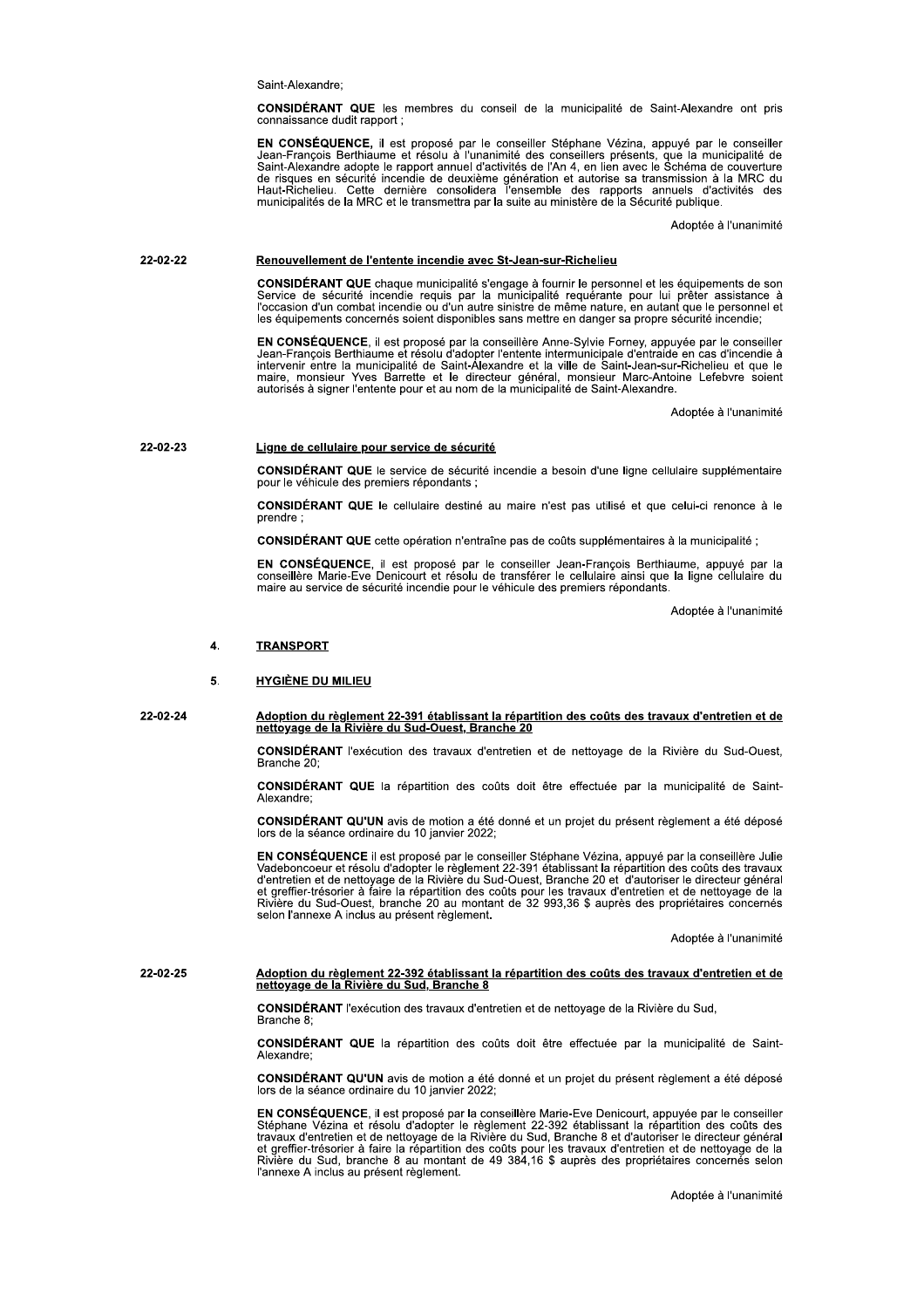Saint-Alexandre;

**CONSIDÉRANT QUE** les membres du conseil de la municipalité de Saint-Alexandre ont pris connaissance dudit rapport ;

**EN CONSÉQUENCE,** il est proposé par le conseiller Stéphane Vézina, appuyé par le conseiller Jean-François Berthiaume et résolu à l'unanimité des conseillers présents, que la municipalité de Saint-Alexandre adopte le rapport annuel d'activités de l'An 4, en lien avec le Schéma de couverture de risques en sécurité incendie de deuxième génération et autorise sa transmission à la MRC du Haut-Richelieu. Cette dernière consolidera l'ensemble des rapports annuels d'activités des municipalités de la MRC et le transmettra par la suite au ministère de la Sécurité publique.

Adoptée à l'unanimité

**22-02-22** <u>**Renouvellement de l'entente incendie avec St-Jean-sur-Richelieu**</u>

**CONSIDÉRANT QUE** chaque municipalité s'engage à fournir le personnel et les équipements de son Service de sécurité incendie requis par la municipalité requérante pour lui prêter assistance à l'occasion d'un combat incendie ou d'un autre sinistre de même nature, en autant que le personnel et les équipements concernés soient disponibles sans mettre en danger sa propre sécurité incendie;

**EN CONSÉQUENCE**, il est proposé par la conseillère Anne-Sylvie Forney, appuyée par le conseiller Jean-François Berthiaume et résolu d'adopter l'entente intermunicipale d'entraide en cas d'incendie à intervenir entre la municipalité de Saint-Alexandre et la ville de Saint-Jean-sur-Richelieu et que le maire, monsieur Yves Barrette et le directeur général, monsieur Marc-Antoine Lefebvre soient autorisés à signer l'entente pour et au nom de la municipalité de Saint-Alexandre.

Adoptée à l'unanimité

**22-02-23** <u>**Ligne de cellulaire pour service de sécurité**</u>

**CONSIDÉRANT QUE** le service de sécurité incendie a besoin d'une ligne cellulaire supplémentaire pour le véhicule des premiers répondants ;

**CONSIDÉRANT QUE** le cellulaire destiné au maire n'est pas utilisé et que celui-ci renonce à le prendre ;

**CONSIDÉRANT QUE** cette opération n'entraîne pas de coûts supplémentaires à la municipalité ;

**EN CONSÉQUENCE**, il est proposé par le conseiller Jean-François Berthiaume, appuyé par la conseillère Marie-Eve Denicourt et résolu de transférer le cellulaire ainsi que la ligne cellulaire du maire au service de sécurité incendie pour le véhicule des premiers répondants.

Adoptée à l'unanimité

## 4. <u>TRANSPORT</u>

## 5. <u>HYGIÈNE DU MILIEU</u>

**22-02-24** <u>**Adoption du règlement 22-391 établissant la répartition des coûts des travaux d'entretien et de nettoyage de la Rivière du Sud-Ouest, Branche 20**</u>

**CONSIDÉRANT** l'exécution des travaux d'entretien et de nettoyage de la Rivière du Sud-Ouest, Branche 20;

**CONSIDÉRANT QUE** la répartition des coûts doit être effectuée par la municipalité de Saint-Alexandre;

**CONSIDÉRANT QU'UN** avis de motion a été donné et un projet du présent règlement a été déposé lors de la séance ordinaire du 10 janvier 2022;

**EN CONSÉQUENCE** il est proposé par le conseiller Stéphane Vézina, appuyé par la conseillère Julie Vadeboncoeur et résolu d'adopter le règlement 22-391 établissant la répartition des coûts des travaux d'entretien et de nettoyage de la Rivière du Sud-Ouest, Branche 20 et d'autoriser le directeur général et greffier-trésorier à faire la répartition des coûts pour les travaux d'entretien et de nettoyage de la Rivière du Sud-Ouest, branche 20 au montant de 32 993,36 $ auprès des propriétaires concernés selon l'annexe A inclus au présent règlement.

Adoptée à l'unanimité

**22-02-25** <u>**Adoption du règlement 22-392 établissant la répartition des coûts des travaux d'entretien et de nettoyage de la Rivière du Sud, Branche 8**</u>

**CONSIDÉRANT** l'exécution des travaux d'entretien et de nettoyage de la Rivière du Sud, Branche 8;

**CONSIDÉRANT QUE** la répartition des coûts doit être effectuée par la municipalité de Saint-Alexandre;

**CONSIDÉRANT QU'UN** avis de motion a été donné et un projet du présent règlement a été déposé lors de la séance ordinaire du 10 janvier 2022;

**EN CONSÉQUENCE**, il est proposé par la conseillère Marie-Eve Denicourt, appuyée par le conseiller Stéphane Vézina et résolu d'adopter le règlement 22-392 établissant la répartition des coûts des travaux d'entretien et de nettoyage de la Rivière du Sud, Branche 8 et d'autoriser le directeur général et greffier-trésorier à faire la répartition des coûts pour les travaux d'entretien et de nettoyage de la Rivière du Sud, branche 8 au montant de 49 384,16 $ auprès des propriétaires concernés selon l'annexe A inclus au présent règlement.

Adoptée à l'unanimité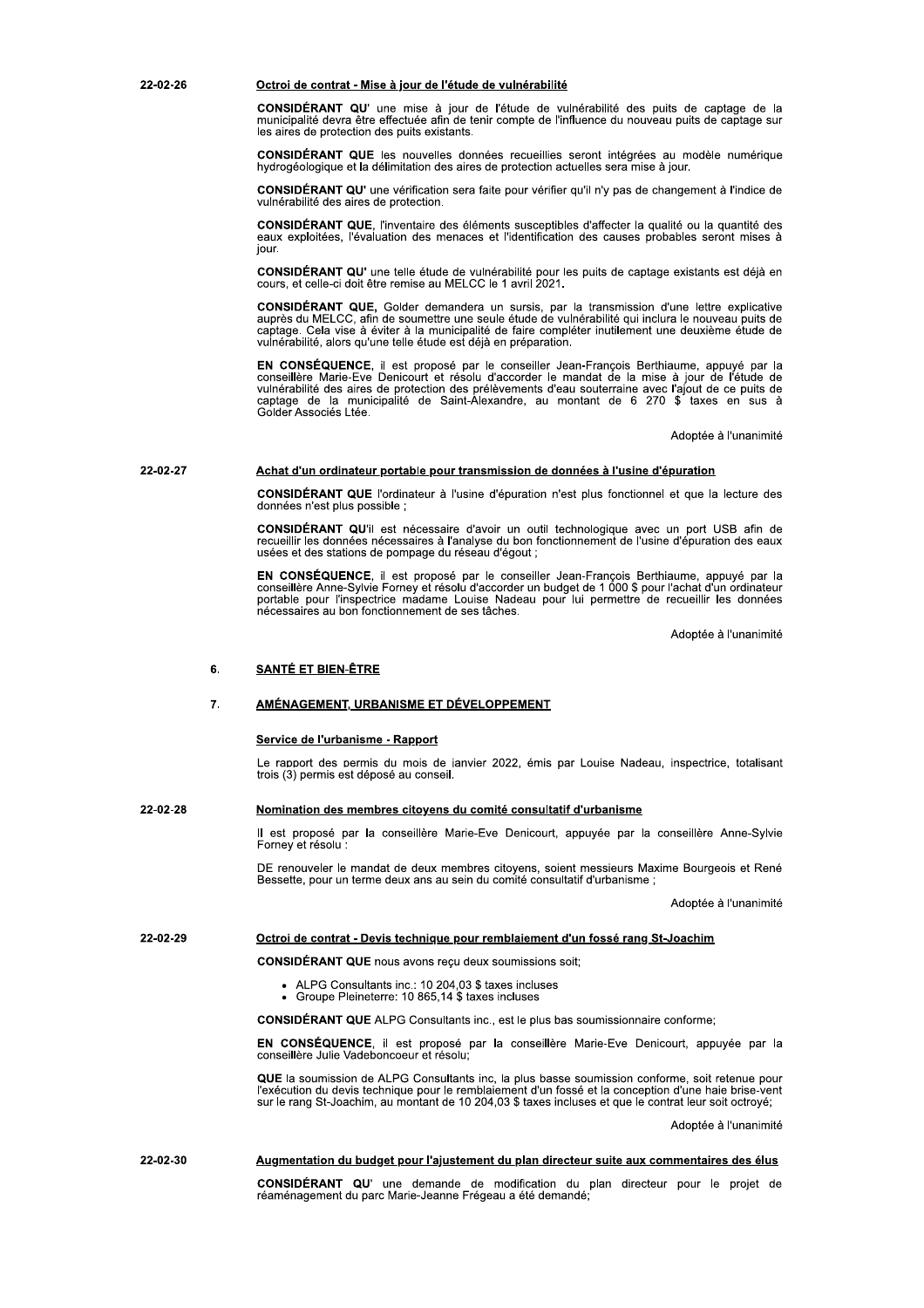**22-02-26** **Octroi de contrat - Mise à jour de l'étude de vulnérabilité**

**CONSIDÉRANT QU'** une mise à jour de l'étude de vulnérabilité des puits de captage de la municipalité devra être effectuée afin de tenir compte de l'influence du nouveau puits de captage sur les aires de protection des puits existants.

**CONSIDÉRANT QUE** les nouvelles données recueillies seront intégrées au modèle numérique hydrogéologique et la délimitation des aires de protection actuelles sera mise à jour.

**CONSIDÉRANT QU'** une vérification sera faite pour vérifier qu'il n'y pas de changement à l'indice de vulnérabilité des aires de protection.

**CONSIDÉRANT QUE**, l'inventaire des éléments susceptibles d'affecter la qualité ou la quantité des eaux exploitées, l'évaluation des menaces et l'identification des causes probables seront mises à jour.

**CONSIDÉRANT QU'** une telle étude de vulnérabilité pour les puits de captage existants est déjà en cours, et celle-ci doit être remise au MELCC le 1 avril 2021**.**

**CONSIDÉRANT QUE,** Golder demandera un sursis, par la transmission d'une lettre explicative auprès du MELCC, afin de soumettre une seule étude de vulnérabilité qui inclura le nouveau puits de captage. Cela vise à éviter à la municipalité de faire compléter inutilement une deuxième étude de vulnérabilité, alors qu'une telle étude est déjà en préparation.

**EN CONSÉQUENCE**, il est proposé par le conseiller Jean-François Berthiaume, appuyé par la conseillère Marie-Eve Denicourt et résolu d'accorder le mandat de la mise à jour de l'étude de vulnérabilité des aires de protection des prélèvements d'eau souterraine avec l'ajout de ce puits de captage de la municipalité de Saint-Alexandre, au montant de 6 270 $ taxes en sus à Golder Associés Ltée.

Adoptée à l'unanimité

**22-02-27** **Achat d'un ordinateur portable pour transmission de données à l'usine d'épuration**

**CONSIDÉRANT QUE** l'ordinateur à l'usine d'épuration n'est plus fonctionnel et que la lecture des données n'est plus possible ;

**CONSIDÉRANT QU'**il est nécessaire d'avoir un outil technologique avec un port USB afin de recueillir les données nécessaires à l'analyse du bon fonctionnement de l'usine d'épuration des eaux usées et des stations de pompage du réseau d'égout ;

**EN CONSÉQUENCE**, il est proposé par le conseiller Jean-François Berthiaume, appuyé par la conseillère Anne-Sylvie Forney et résolu d'accorder un budget de 1 000 $ pour l'achat d'un ordinateur portable pour l'inspectrice madame Louise Nadeau pour lui permettre de recueillir les données nécessaires au bon fonctionnement de ses tâches.

Adoptée à l'unanimité

## 6. SANTÉ ET BIEN-ÊTRE

## 7. AMÉNAGEMENT, URBANISME ET DÉVELOPPEMENT

**Service de l'urbanisme - Rapport**

Le rapport des permis du mois de janvier 2022, émis par Louise Nadeau, inspectrice, totalisant trois (3) permis est déposé au conseil.

**22-02-28** **Nomination des membres citoyens du comité consultatif d'urbanisme**

Il est proposé par la conseillère Marie-Eve Denicourt, appuyée par la conseillère Anne-Sylvie Forney et résolu :

DE renouveler le mandat de deux membres citoyens, soient messieurs Maxime Bourgeois et René Bessette, pour un terme deux ans au sein du comité consultatif d'urbanisme ;

Adoptée à l'unanimité

**22-02-29** **Octroi de contrat - Devis technique pour remblaiement d'un fossé rang St-Joachim**

**CONSIDÉRANT QUE** nous avons reçu deux soumissions soit;

- ALPG Consultants inc.: 10 204,03 $ taxes incluses
- Groupe Pleineterre: 10 865,14 $ taxes incluses

**CONSIDÉRANT QUE** ALPG Consultants inc., est le plus bas soumissionnaire conforme;

**EN CONSÉQUENCE**, il est proposé par la conseillère Marie-Eve Denicourt, appuyée par la conseillère Julie Vadeboncoeur et résolu;

**QUE** la soumission de ALPG Consultants inc, la plus basse soumission conforme, soit retenue pour l'exécution du devis technique pour le remblaiement d'un fossé et la conception d'une haie brise-vent sur le rang St-Joachim, au montant de 10 204,03 $ taxes incluses et que le contrat leur soit octroyé;

Adoptée à l'unanimité

**22-02-30** **Augmentation du budget pour l'ajustement du plan directeur suite aux commentaires des élus**

**CONSIDÉRANT QU'** une demande de modification du plan directeur pour le projet de réaménagement du parc Marie-Jeanne Frégeau a été demandé;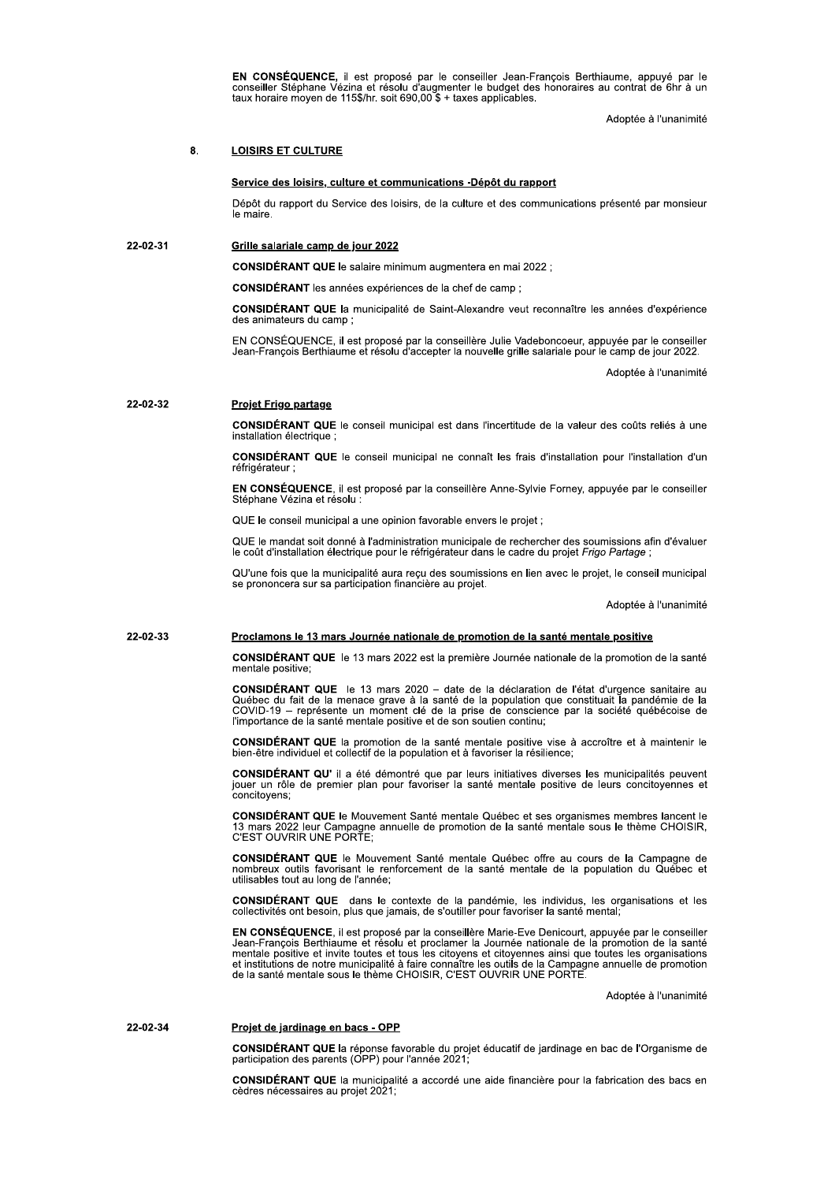**EN CONSÉQUENCE,** il est proposé par le conseiller Jean-François Berthiaume, appuyé par le conseiller Stéphane Vézina et résolu d'augmenter le budget des honoraires au contrat de 6hr à un taux horaire moyen de 115$/hr. soit 690,00 $ + taxes applicables.

Adoptée à l'unanimité

## 8. LOISIRS ET CULTURE

### Service des loisirs, culture et communications -Dépôt du rapport

Dépôt du rapport du Service des loisirs, de la culture et des communications présenté par monsieur le maire.

### 22-02-31 Grille salariale camp de jour 2022

**CONSIDÉRANT QUE** le salaire minimum augmentera en mai 2022 ;

**CONSIDÉRANT** les années expériences de la chef de camp ;

**CONSIDÉRANT QUE** la municipalité de Saint-Alexandre veut reconnaître les années d'expérience des animateurs du camp ;

EN CONSÉQUENCE, il est proposé par la conseillère Julie Vadeboncoeur, appuyée par le conseiller Jean-François Berthiaume et résolu d'accepter la nouvelle grille salariale pour le camp de jour 2022.

Adoptée à l'unanimité

### 22-02-32 Projet Frigo partage

**CONSIDÉRANT QUE** le conseil municipal est dans l'incertitude de la valeur des coûts reliés à une installation électrique ;

**CONSIDÉRANT QUE** le conseil municipal ne connaît les frais d'installation pour l'installation d'un réfrigérateur ;

**EN CONSÉQUENCE**, il est proposé par la conseillère Anne-Sylvie Forney, appuyée par le conseiller Stéphane Vézina et résolu :

QUE le conseil municipal a une opinion favorable envers le projet ;

QUE le mandat soit donné à l'administration municipale de rechercher des soumissions afin d'évaluer le coût d'installation électrique pour le réfrigérateur dans le cadre du projet *Frigo Partage* ;

QU'une fois que la municipalité aura reçu des soumissions en lien avec le projet, le conseil municipal se prononcera sur sa participation financière au projet.

Adoptée à l'unanimité

### 22-02-33 Proclamons le 13 mars Journée nationale de promotion de la santé mentale positive

**CONSIDÉRANT QUE** le 13 mars 2022 est la première Journée nationale de la promotion de la santé mentale positive;

**CONSIDÉRANT QUE** le 13 mars 2020 – date de la déclaration de l'état d'urgence sanitaire au Québec du fait de la menace grave à la santé de la population que constituait la pandémie de la COVID-19 – représente un moment clé de la prise de conscience par la société québécoise de l'importance de la santé mentale positive et de son soutien continu;

**CONSIDÉRANT QUE** la promotion de la santé mentale positive vise à accroître et à maintenir le bien-être individuel et collectif de la population et à favoriser la résilience;

**CONSIDÉRANT QU'** il a été démontré que par leurs initiatives diverses les municipalités peuvent jouer un rôle de premier plan pour favoriser la santé mentale positive de leurs concitoyennes et concitoyens;

**CONSIDÉRANT QUE** le Mouvement Santé mentale Québec et ses organismes membres lancent le 13 mars 2022 leur Campagne annuelle de promotion de la santé mentale sous le thème CHOISIR, C'EST OUVRIR UNE PORTE;

**CONSIDÉRANT QUE** le Mouvement Santé mentale Québec offre au cours de la Campagne de nombreux outils favorisant le renforcement de la santé mentale de la population du Québec et utilisables tout au long de l'année;

**CONSIDÉRANT QUE** dans le contexte de la pandémie, les individus, les organisations et les collectivités ont besoin, plus que jamais, de s'outiller pour favoriser la santé mental;

**EN CONSÉQUENCE**, il est proposé par la conseillère Marie-Eve Denicourt, appuyée par le conseiller Jean-François Berthiaume et résolu et proclamer la Journée nationale de la promotion de la santé mentale positive et invite toutes et tous les citoyens et citoyennes ainsi que toutes les organisations et institutions de notre municipalité à faire connaître les outils de la Campagne annuelle de promotion de la santé mentale sous le thème CHOISIR, C'EST OUVRIR UNE PORTE.

Adoptée à l'unanimité

### 22-02-34 Projet de jardinage en bacs - OPP

**CONSIDÉRANT QUE** la réponse favorable du projet éducatif de jardinage en bac de l'Organisme de participation des parents (OPP) pour l'année 2021;

**CONSIDÉRANT QUE** la municipalité a accordé une aide financière pour la fabrication des bacs en cèdres nécessaires au projet 2021;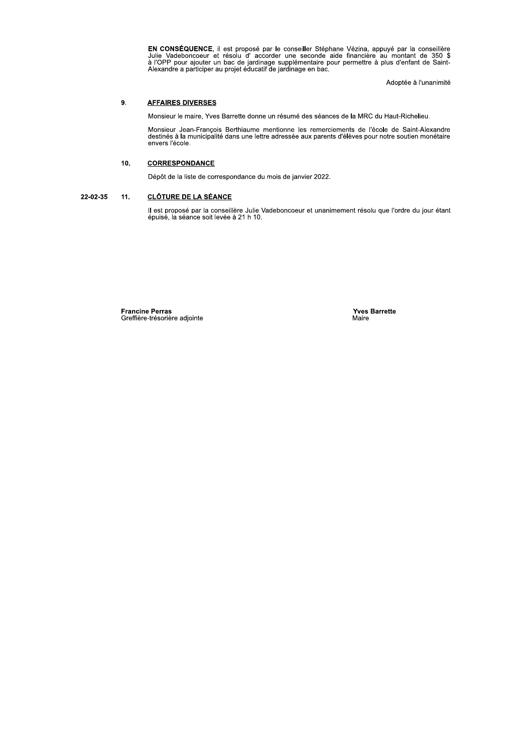**EN CONSÉQUENCE**, il est proposé par le conseiller Stéphane Vézina, appuyé par la conseillère Julie Vadeboncoeur et résolu d' accorder une seconde aide financière au montant de 350 $ à l'OPP pour ajouter un bac de jardinage supplémentaire pour permettre à plus d'enfant de Saint-Alexandre a participer au projet éducatif de jardinage en bac.

Adoptée à l'unanimité

## 9. AFFAIRES DIVERSES

Monsieur le maire, Yves Barrette donne un résumé des séances de la MRC du Haut-Richelieu.

Monsieur Jean-François Berthiaume mentionne les remerciements de l'école de Saint-Alexandre destinés à la municipalité dans une lettre adressée aux parents d'élèves pour notre soutien monétaire envers l'école.

## 10. CORRESPONDANCE

Dépôt de la liste de correspondance du mois de janvier 2022.

## 22-02-35 11. CLÔTURE DE LA SÉANCE

Il est proposé par la conseillère Julie Vadeboncoeur et unanimement résolu que l'ordre du jour étant épuisé, la séance soit levée à 21 h 10.

**Francine Perras**
Greffière-trésorière adjointe

**Yves Barrette**
Maire